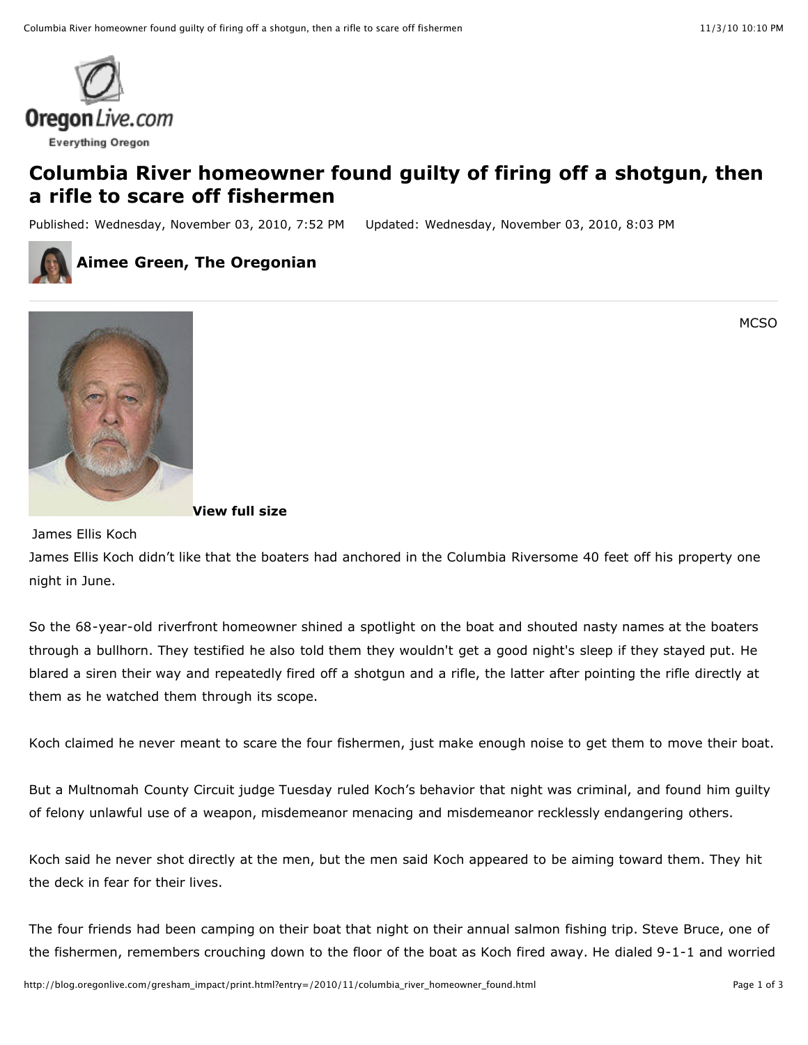Oregon Live.com
Everything Oregon

# Columbia River homeowner found guilty of firing off a shotgun, then a rifle to scare off fishermen

Published: Wednesday, November 03, 2010, 7:52 PM    Updated: Wednesday, November 03, 2010, 8:03 PM

**Aimee Green, The Oregonian**

MCSO

**View full size**

James Ellis Koch

James Ellis Koch didn't like that the boaters had anchored in the Columbia Riversome 40 feet off his property one night in June.

So the 68-year-old riverfront homeowner shined a spotlight on the boat and shouted nasty names at the boaters through a bullhorn. They testified he also told them they wouldn't get a good night's sleep if they stayed put. He blared a siren their way and repeatedly fired off a shotgun and a rifle, the latter after pointing the rifle directly at them as he watched them through its scope.

Koch claimed he never meant to scare the four fishermen, just make enough noise to get them to move their boat.

But a Multnomah County Circuit judge Tuesday ruled Koch's behavior that night was criminal, and found him guilty of felony unlawful use of a weapon, misdemeanor menacing and misdemeanor recklessly endangering others.

Koch said he never shot directly at the men, but the men said Koch appeared to be aiming toward them. They hit the deck in fear for their lives.

The four friends had been camping on their boat that night on their annual salmon fishing trip. Steve Bruce, one of the fishermen, remembers crouching down to the floor of the boat as Koch fired away. He dialed 9-1-1 and worried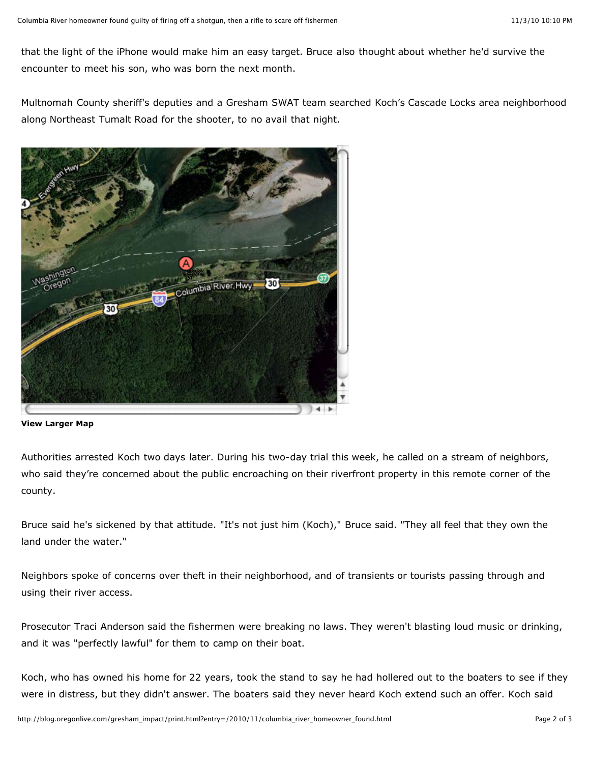that the light of the iPhone would make him an easy target. Bruce also thought about whether he'd survive the encounter to meet his son, who was born the next month.

Multnomah County sheriff's deputies and a Gresham SWAT team searched Koch's Cascade Locks area neighborhood along Northeast Tumalt Road for the shooter, to no avail that night.

**View Larger Map**

Authorities arrested Koch two days later. During his two-day trial this week, he called on a stream of neighbors, who said they're concerned about the public encroaching on their riverfront property in this remote corner of the county.

Bruce said he's sickened by that attitude. "It's not just him (Koch)," Bruce said. "They all feel that they own the land under the water."

Neighbors spoke of concerns over theft in their neighborhood, and of transients or tourists passing through and using their river access.

Prosecutor Traci Anderson said the fishermen were breaking no laws. They weren't blasting loud music or drinking, and it was "perfectly lawful" for them to camp on their boat.

Koch, who has owned his home for 22 years, took the stand to say he had hollered out to the boaters to see if they were in distress, but they didn't answer. The boaters said they never heard Koch extend such an offer. Koch said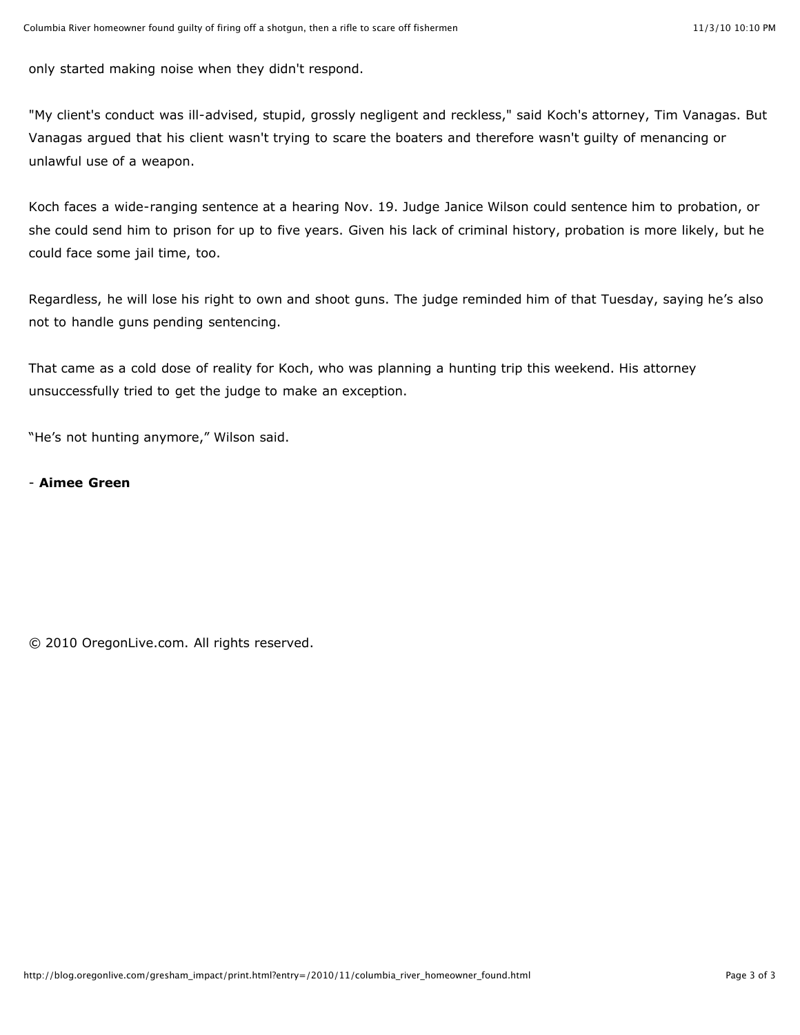only started making noise when they didn't respond.

"My client's conduct was ill-advised, stupid, grossly negligent and reckless," said Koch's attorney, Tim Vanagas. But Vanagas argued that his client wasn't trying to scare the boaters and therefore wasn't guilty of menancing or unlawful use of a weapon.

Koch faces a wide-ranging sentence at a hearing Nov. 19. Judge Janice Wilson could sentence him to probation, or she could send him to prison for up to five years. Given his lack of criminal history, probation is more likely, but he could face some jail time, too.

Regardless, he will lose his right to own and shoot guns. The judge reminded him of that Tuesday, saying he's also not to handle guns pending sentencing.

That came as a cold dose of reality for Koch, who was planning a hunting trip this weekend. His attorney unsuccessfully tried to get the judge to make an exception.

"He's not hunting anymore," Wilson said.

- **Aimee Green**

© 2010 OregonLive.com. All rights reserved.